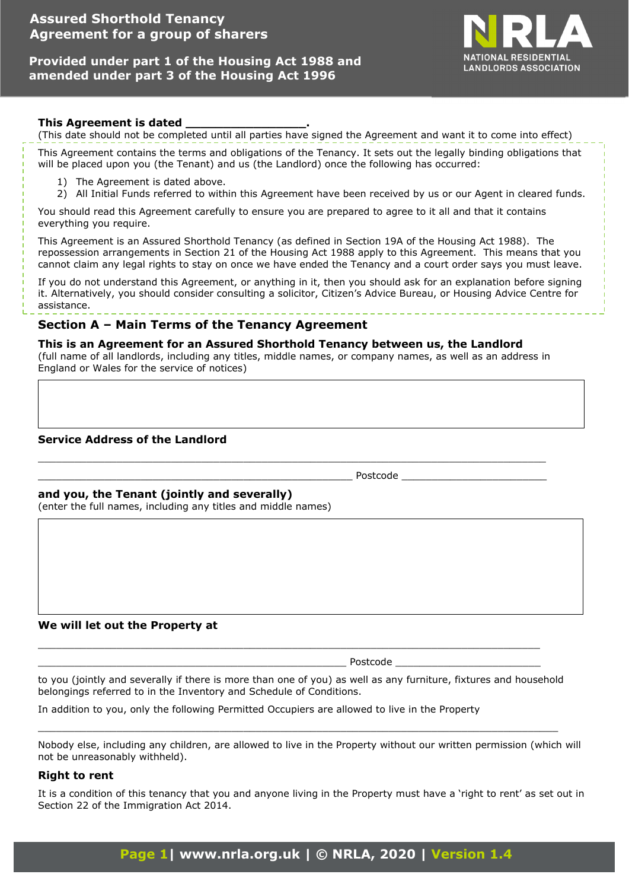# Assured Shorthold Tenancy Agreement for a group of sharers

**Provided under part 1 of the Housing Act 1988 and amended under part 3 of the Housing Act 1996**

NRLA NATIONAL RESIDENTIAL LANDLORDS ASSOCIATION

**This Agreement is dated \_\_\_\_\_\_\_\_\_\_\_\_\_\_\_\_\_.**

(This date should not be completed until all parties have signed the Agreement and want it to come into effect)

This Agreement contains the terms and obligations of the Tenancy. It sets out the legally binding obligations that will be placed upon you (the Tenant) and us (the Landlord) once the following has occurred:

1) The Agreement is dated above.
2) All Initial Funds referred to within this Agreement have been received by us or our Agent in cleared funds.

You should read this Agreement carefully to ensure you are prepared to agree to it all and that it contains everything you require.

This Agreement is an Assured Shorthold Tenancy (as defined in Section 19A of the Housing Act 1988). The repossession arrangements in Section 21 of the Housing Act 1988 apply to this Agreement. This means that you cannot claim any legal rights to stay on once we have ended the Tenancy and a court order says you must leave.

If you do not understand this Agreement, or anything in it, then you should ask for an explanation before signing it. Alternatively, you should consider consulting a solicitor, Citizen's Advice Bureau, or Housing Advice Centre for assistance.

## Section A – Main Terms of the Tenancy Agreement

**This is an Agreement for an Assured Shorthold Tenancy between us, the Landlord**

(full name of all landlords, including any titles, middle names, or company names, as well as an address in England or Wales for the service of notices)

|  |
|---|
|  |

**Service Address of the Landlord**

\_\_\_\_\_\_\_\_\_\_\_\_\_\_\_\_\_\_\_\_\_\_\_\_\_\_\_\_\_\_\_\_\_\_\_\_\_\_\_\_\_\_\_\_\_\_\_\_\_\_\_\_\_\_\_\_\_\_\_\_\_\_\_\_\_\_\_\_\_\_

\_\_\_\_\_\_\_\_\_\_\_\_\_\_\_\_\_\_\_\_\_\_\_\_\_\_\_\_\_\_\_\_\_\_\_\_\_\_\_\_\_\_\_\_ Postcode \_\_\_\_\_\_\_\_\_\_\_\_\_\_\_\_\_\_\_\_

**and you, the Tenant (jointly and severally)**

(enter the full names, including any titles and middle names)

|  |
|---|
|  |

**We will let out the Property at**

\_\_\_\_\_\_\_\_\_\_\_\_\_\_\_\_\_\_\_\_\_\_\_\_\_\_\_\_\_\_\_\_\_\_\_\_\_\_\_\_\_\_\_\_\_\_\_\_\_\_\_\_\_\_\_\_\_\_\_\_\_\_\_\_\_\_\_\_\_\_

\_\_\_\_\_\_\_\_\_\_\_\_\_\_\_\_\_\_\_\_\_\_\_\_\_\_\_\_\_\_\_\_\_\_\_\_\_\_\_\_\_\_\_\_ Postcode \_\_\_\_\_\_\_\_\_\_\_\_\_\_\_\_\_\_\_\_

to you (jointly and severally if there is more than one of you) as well as any furniture, fixtures and household belongings referred to in the Inventory and Schedule of Conditions.

In addition to you, only the following Permitted Occupiers are allowed to live in the Property

\_\_\_\_\_\_\_\_\_\_\_\_\_\_\_\_\_\_\_\_\_\_\_\_\_\_\_\_\_\_\_\_\_\_\_\_\_\_\_\_\_\_\_\_\_\_\_\_\_\_\_\_\_\_\_\_\_\_\_\_\_\_\_\_\_\_\_\_\_\_

Nobody else, including any children, are allowed to live in the Property without our written permission (which will not be unreasonably withheld).

### Right to rent

It is a condition of this tenancy that you and anyone living in the Property must have a 'right to rent' as set out in Section 22 of the Immigration Act 2014.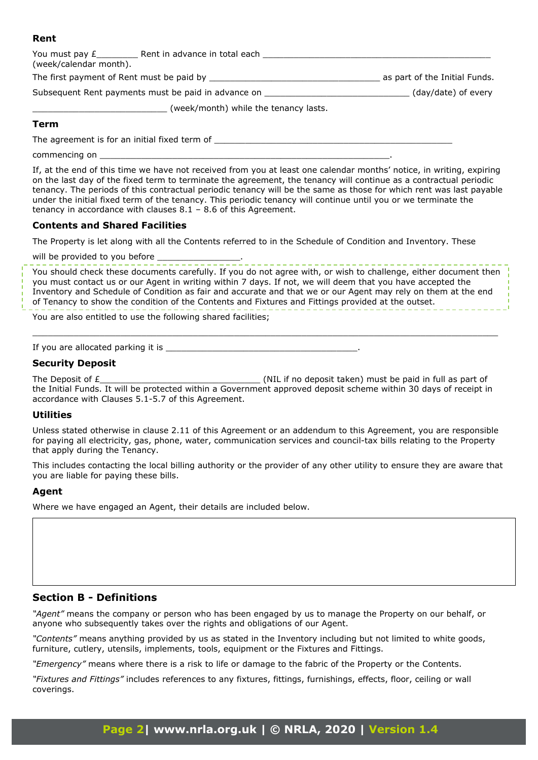### Rent

You must pay £________ Rent in advance in total each ______________________________________________ (week/calendar month).

The first payment of Rent must be paid by __________________________________ as part of the Initial Funds.

Subsequent Rent payments must be paid in advance on _____________________________ (day/date) of every

___________________________ (week/month) while the tenancy lasts.

### Term

The agreement is for an initial fixed term of ________________________________________________

commencing on __________________________________________________________.

If, at the end of this time we have not received from you at least one calendar months' notice, in writing, expiring on the last day of the fixed term to terminate the agreement, the tenancy will continue as a contractual periodic tenancy. The periods of this contractual periodic tenancy will be the same as those for which rent was last payable under the initial fixed term of the tenancy. This periodic tenancy will continue until you or we terminate the tenancy in accordance with clauses 8.1 – 8.6 of this Agreement.

### Contents and Shared Facilities

The Property is let along with all the Contents referred to in the Schedule of Condition and Inventory. These will be provided to you before ________________.

You should check these documents carefully. If you do not agree with, or wish to challenge, either document then you must contact us or our Agent in writing within 7 days. If not, we will deem that you have accepted the Inventory and Schedule of Condition as fair and accurate and that we or our Agent may rely on them at the end of Tenancy to show the condition of the Contents and Fixtures and Fittings provided at the outset.

You are also entitled to use the following shared facilities;

______________________________________________________________________________________________

If you are allocated parking it is _______________________________________.

### Security Deposit

The Deposit of £________________________________ (NIL if no deposit taken) must be paid in full as part of the Initial Funds. It will be protected within a Government approved deposit scheme within 30 days of receipt in accordance with Clauses 5.1-5.7 of this Agreement.

### Utilities

Unless stated otherwise in clause 2.11 of this Agreement or an addendum to this Agreement, you are responsible for paying all electricity, gas, phone, water, communication services and council-tax bills relating to the Property that apply during the Tenancy.

This includes contacting the local billing authority or the provider of any other utility to ensure they are aware that you are liable for paying these bills.

### Agent

Where we have engaged an Agent, their details are included below.

## Section B - Definitions

*"Agent"* means the company or person who has been engaged by us to manage the Property on our behalf, or anyone who subsequently takes over the rights and obligations of our Agent.

*"Contents"* means anything provided by us as stated in the Inventory including but not limited to white goods, furniture, cutlery, utensils, implements, tools, equipment or the Fixtures and Fittings.

*"Emergency"* means where there is a risk to life or damage to the fabric of the Property or the Contents.

*"Fixtures and Fittings"* includes references to any fixtures, fittings, furnishings, effects, floor, ceiling or wall coverings.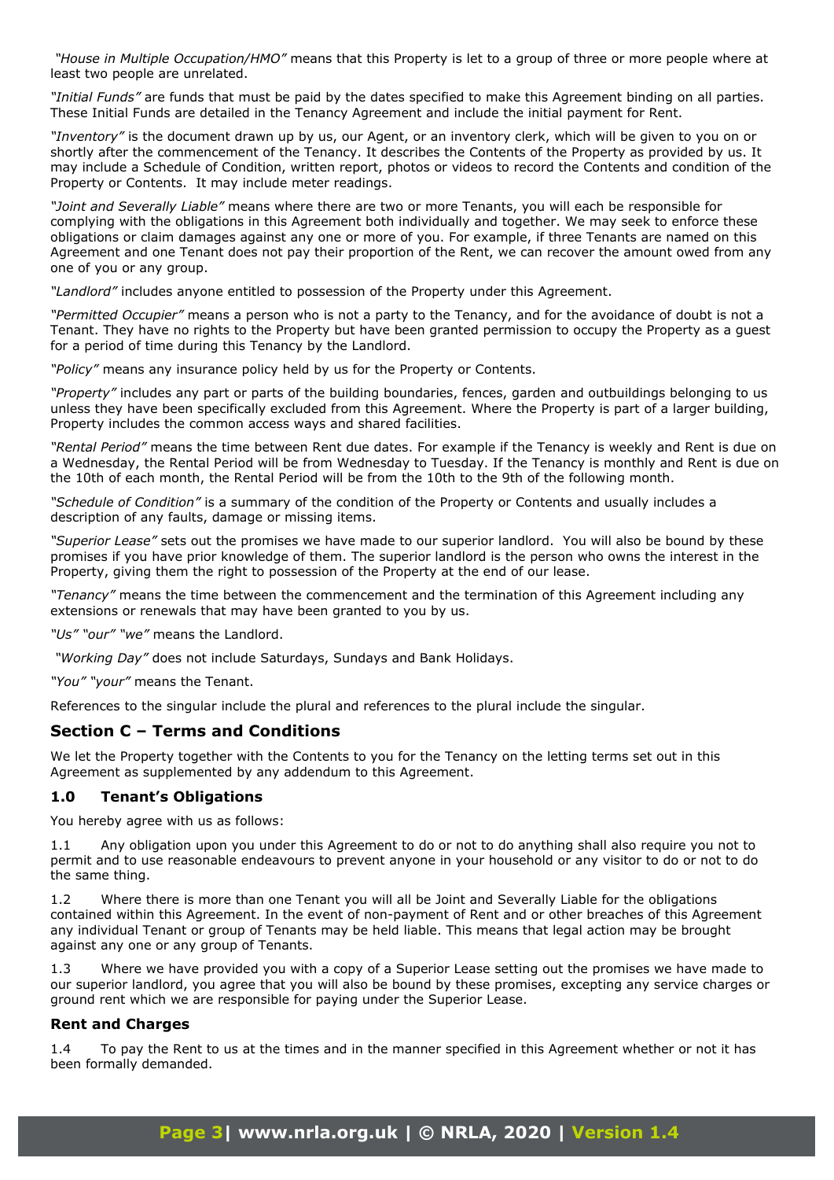*"House in Multiple Occupation/HMO"* means that this Property is let to a group of three or more people where at least two people are unrelated.

*"Initial Funds"* are funds that must be paid by the dates specified to make this Agreement binding on all parties. These Initial Funds are detailed in the Tenancy Agreement and include the initial payment for Rent.

*"Inventory"* is the document drawn up by us, our Agent, or an inventory clerk, which will be given to you on or shortly after the commencement of the Tenancy. It describes the Contents of the Property as provided by us. It may include a Schedule of Condition, written report, photos or videos to record the Contents and condition of the Property or Contents. It may include meter readings.

*"Joint and Severally Liable"* means where there are two or more Tenants, you will each be responsible for complying with the obligations in this Agreement both individually and together. We may seek to enforce these obligations or claim damages against any one or more of you. For example, if three Tenants are named on this Agreement and one Tenant does not pay their proportion of the Rent, we can recover the amount owed from any one of you or any group.

*"Landlord"* includes anyone entitled to possession of the Property under this Agreement.

*"Permitted Occupier"* means a person who is not a party to the Tenancy, and for the avoidance of doubt is not a Tenant. They have no rights to the Property but have been granted permission to occupy the Property as a guest for a period of time during this Tenancy by the Landlord.

*"Policy"* means any insurance policy held by us for the Property or Contents.

*"Property"* includes any part or parts of the building boundaries, fences, garden and outbuildings belonging to us unless they have been specifically excluded from this Agreement. Where the Property is part of a larger building, Property includes the common access ways and shared facilities.

*"Rental Period"* means the time between Rent due dates. For example if the Tenancy is weekly and Rent is due on a Wednesday, the Rental Period will be from Wednesday to Tuesday. If the Tenancy is monthly and Rent is due on the 10th of each month, the Rental Period will be from the 10th to the 9th of the following month.

*"Schedule of Condition"* is a summary of the condition of the Property or Contents and usually includes a description of any faults, damage or missing items.

*"Superior Lease"* sets out the promises we have made to our superior landlord. You will also be bound by these promises if you have prior knowledge of them. The superior landlord is the person who owns the interest in the Property, giving them the right to possession of the Property at the end of our lease.

*"Tenancy"* means the time between the commencement and the termination of this Agreement including any extensions or renewals that may have been granted to you by us.

*"Us" "our" "we"* means the Landlord.

*"Working Day"* does not include Saturdays, Sundays and Bank Holidays.

*"You" "your"* means the Tenant.

References to the singular include the plural and references to the plural include the singular.

## Section C – Terms and Conditions

We let the Property together with the Contents to you for the Tenancy on the letting terms set out in this Agreement as supplemented by any addendum to this Agreement.

### 1.0 Tenant's Obligations

You hereby agree with us as follows:

1.1 Any obligation upon you under this Agreement to do or not to do anything shall also require you not to permit and to use reasonable endeavours to prevent anyone in your household or any visitor to do or not to do the same thing.

1.2 Where there is more than one Tenant you will all be Joint and Severally Liable for the obligations contained within this Agreement. In the event of non-payment of Rent and or other breaches of this Agreement any individual Tenant or group of Tenants may be held liable. This means that legal action may be brought against any one or any group of Tenants.

1.3 Where we have provided you with a copy of a Superior Lease setting out the promises we have made to our superior landlord, you agree that you will also be bound by these promises, excepting any service charges or ground rent which we are responsible for paying under the Superior Lease.

#### Rent and Charges

1.4 To pay the Rent to us at the times and in the manner specified in this Agreement whether or not it has been formally demanded.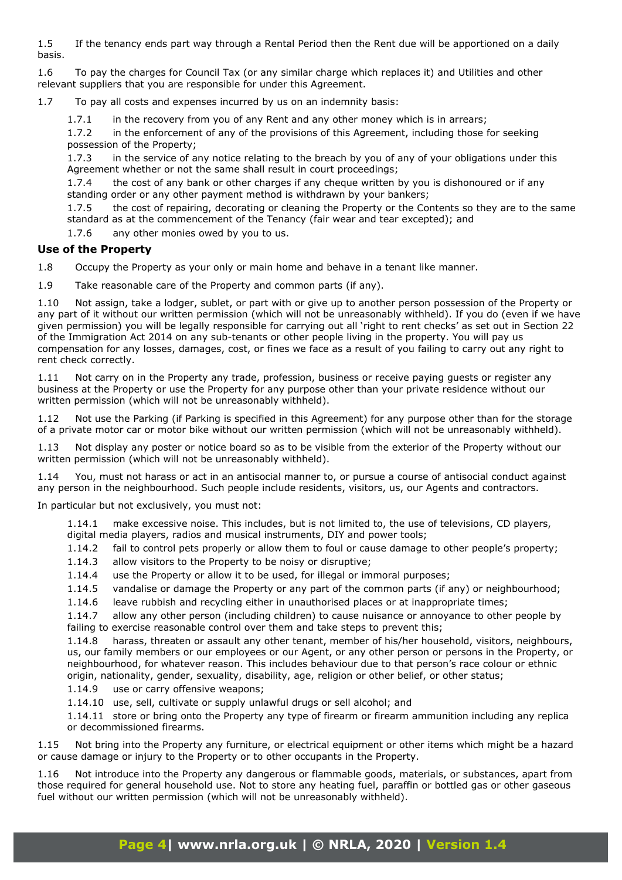1.5 If the tenancy ends part way through a Rental Period then the Rent due will be apportioned on a daily basis.

1.6 To pay the charges for Council Tax (or any similar charge which replaces it) and Utilities and other relevant suppliers that you are responsible for under this Agreement.

1.7 To pay all costs and expenses incurred by us on an indemnity basis:

1.7.1 in the recovery from you of any Rent and any other money which is in arrears;

1.7.2 in the enforcement of any of the provisions of this Agreement, including those for seeking possession of the Property;

1.7.3 in the service of any notice relating to the breach by you of any of your obligations under this Agreement whether or not the same shall result in court proceedings;

1.7.4 the cost of any bank or other charges if any cheque written by you is dishonoured or if any standing order or any other payment method is withdrawn by your bankers;

1.7.5 the cost of repairing, decorating or cleaning the Property or the Contents so they are to the same standard as at the commencement of the Tenancy (fair wear and tear excepted); and

1.7.6 any other monies owed by you to us.

### Use of the Property

1.8 Occupy the Property as your only or main home and behave in a tenant like manner.

1.9 Take reasonable care of the Property and common parts (if any).

1.10 Not assign, take a lodger, sublet, or part with or give up to another person possession of the Property or any part of it without our written permission (which will not be unreasonably withheld). If you do (even if we have given permission) you will be legally responsible for carrying out all 'right to rent checks' as set out in Section 22 of the Immigration Act 2014 on any sub-tenants or other people living in the property. You will pay us compensation for any losses, damages, cost, or fines we face as a result of you failing to carry out any right to rent check correctly.

1.11 Not carry on in the Property any trade, profession, business or receive paying guests or register any business at the Property or use the Property for any purpose other than your private residence without our written permission (which will not be unreasonably withheld).

1.12 Not use the Parking (if Parking is specified in this Agreement) for any purpose other than for the storage of a private motor car or motor bike without our written permission (which will not be unreasonably withheld).

1.13 Not display any poster or notice board so as to be visible from the exterior of the Property without our written permission (which will not be unreasonably withheld).

1.14 You, must not harass or act in an antisocial manner to, or pursue a course of antisocial conduct against any person in the neighbourhood. Such people include residents, visitors, us, our Agents and contractors.

In particular but not exclusively, you must not:

1.14.1 make excessive noise. This includes, but is not limited to, the use of televisions, CD players, digital media players, radios and musical instruments, DIY and power tools;

1.14.2 fail to control pets properly or allow them to foul or cause damage to other people's property;

1.14.3 allow visitors to the Property to be noisy or disruptive;

1.14.4 use the Property or allow it to be used, for illegal or immoral purposes;

1.14.5 vandalise or damage the Property or any part of the common parts (if any) or neighbourhood;

1.14.6 leave rubbish and recycling either in unauthorised places or at inappropriate times;

1.14.7 allow any other person (including children) to cause nuisance or annoyance to other people by failing to exercise reasonable control over them and take steps to prevent this;

1.14.8 harass, threaten or assault any other tenant, member of his/her household, visitors, neighbours, us, our family members or our employees or our Agent, or any other person or persons in the Property, or neighbourhood, for whatever reason. This includes behaviour due to that person's race colour or ethnic origin, nationality, gender, sexuality, disability, age, religion or other belief, or other status;

1.14.9 use or carry offensive weapons;

1.14.10 use, sell, cultivate or supply unlawful drugs or sell alcohol; and

1.14.11 store or bring onto the Property any type of firearm or firearm ammunition including any replica or decommissioned firearms.

1.15 Not bring into the Property any furniture, or electrical equipment or other items which might be a hazard or cause damage or injury to the Property or to other occupants in the Property.

1.16 Not introduce into the Property any dangerous or flammable goods, materials, or substances, apart from those required for general household use. Not to store any heating fuel, paraffin or bottled gas or other gaseous fuel without our written permission (which will not be unreasonably withheld).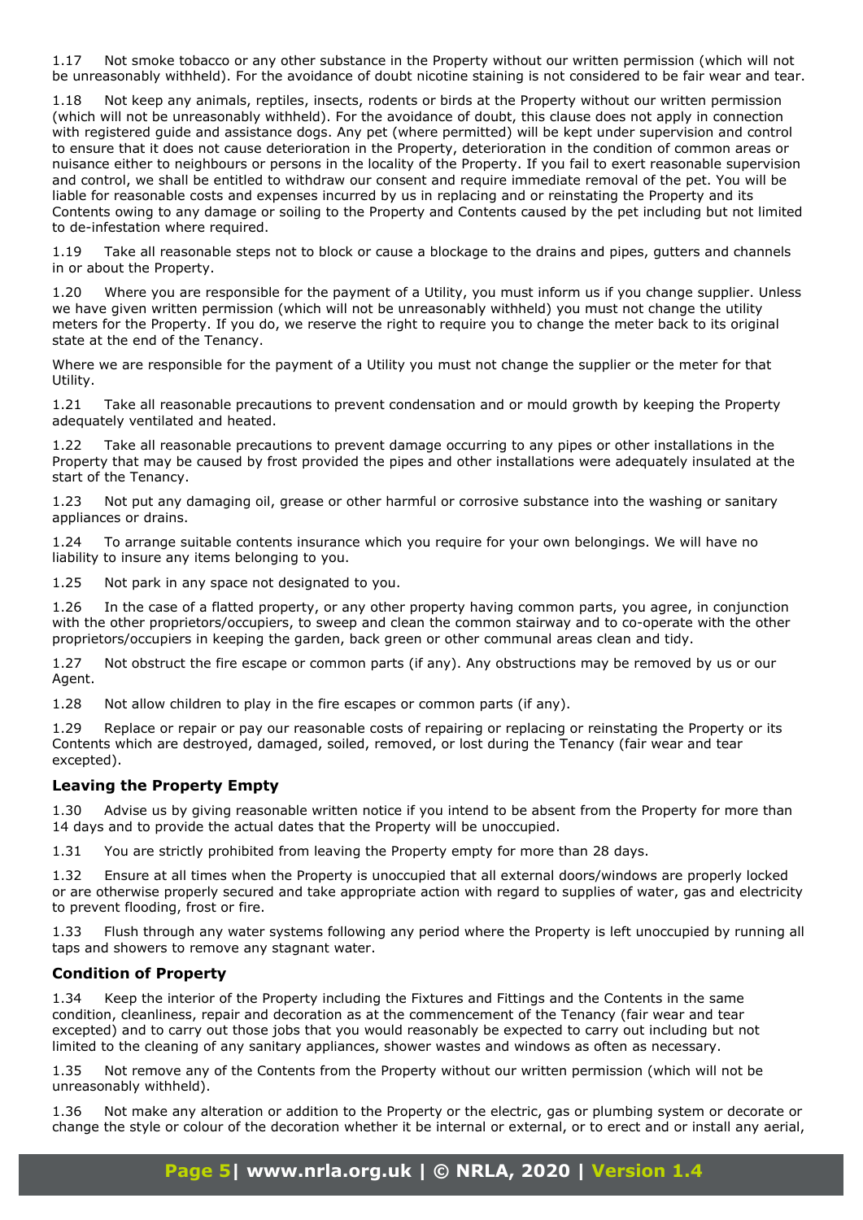1.17 Not smoke tobacco or any other substance in the Property without our written permission (which will not be unreasonably withheld). For the avoidance of doubt nicotine staining is not considered to be fair wear and tear.

1.18 Not keep any animals, reptiles, insects, rodents or birds at the Property without our written permission (which will not be unreasonably withheld). For the avoidance of doubt, this clause does not apply in connection with registered guide and assistance dogs. Any pet (where permitted) will be kept under supervision and control to ensure that it does not cause deterioration in the Property, deterioration in the condition of common areas or nuisance either to neighbours or persons in the locality of the Property. If you fail to exert reasonable supervision and control, we shall be entitled to withdraw our consent and require immediate removal of the pet. You will be liable for reasonable costs and expenses incurred by us in replacing and or reinstating the Property and its Contents owing to any damage or soiling to the Property and Contents caused by the pet including but not limited to de-infestation where required.

1.19 Take all reasonable steps not to block or cause a blockage to the drains and pipes, gutters and channels in or about the Property.

1.20 Where you are responsible for the payment of a Utility, you must inform us if you change supplier. Unless we have given written permission (which will not be unreasonably withheld) you must not change the utility meters for the Property. If you do, we reserve the right to require you to change the meter back to its original state at the end of the Tenancy.

Where we are responsible for the payment of a Utility you must not change the supplier or the meter for that Utility.

1.21 Take all reasonable precautions to prevent condensation and or mould growth by keeping the Property adequately ventilated and heated.

1.22 Take all reasonable precautions to prevent damage occurring to any pipes or other installations in the Property that may be caused by frost provided the pipes and other installations were adequately insulated at the start of the Tenancy.

1.23 Not put any damaging oil, grease or other harmful or corrosive substance into the washing or sanitary appliances or drains.

1.24 To arrange suitable contents insurance which you require for your own belongings. We will have no liability to insure any items belonging to you.

1.25 Not park in any space not designated to you.

1.26 In the case of a flatted property, or any other property having common parts, you agree, in conjunction with the other proprietors/occupiers, to sweep and clean the common stairway and to co-operate with the other proprietors/occupiers in keeping the garden, back green or other communal areas clean and tidy.

1.27 Not obstruct the fire escape or common parts (if any). Any obstructions may be removed by us or our Agent.

1.28 Not allow children to play in the fire escapes or common parts (if any).

1.29 Replace or repair or pay our reasonable costs of repairing or replacing or reinstating the Property or its Contents which are destroyed, damaged, soiled, removed, or lost during the Tenancy (fair wear and tear excepted).

### Leaving the Property Empty

1.30 Advise us by giving reasonable written notice if you intend to be absent from the Property for more than 14 days and to provide the actual dates that the Property will be unoccupied.

1.31 You are strictly prohibited from leaving the Property empty for more than 28 days.

1.32 Ensure at all times when the Property is unoccupied that all external doors/windows are properly locked or are otherwise properly secured and take appropriate action with regard to supplies of water, gas and electricity to prevent flooding, frost or fire.

1.33 Flush through any water systems following any period where the Property is left unoccupied by running all taps and showers to remove any stagnant water.

### Condition of Property

1.34 Keep the interior of the Property including the Fixtures and Fittings and the Contents in the same condition, cleanliness, repair and decoration as at the commencement of the Tenancy (fair wear and tear excepted) and to carry out those jobs that you would reasonably be expected to carry out including but not limited to the cleaning of any sanitary appliances, shower wastes and windows as often as necessary.

1.35 Not remove any of the Contents from the Property without our written permission (which will not be unreasonably withheld).

1.36 Not make any alteration or addition to the Property or the electric, gas or plumbing system or decorate or change the style or colour of the decoration whether it be internal or external, or to erect and or install any aerial,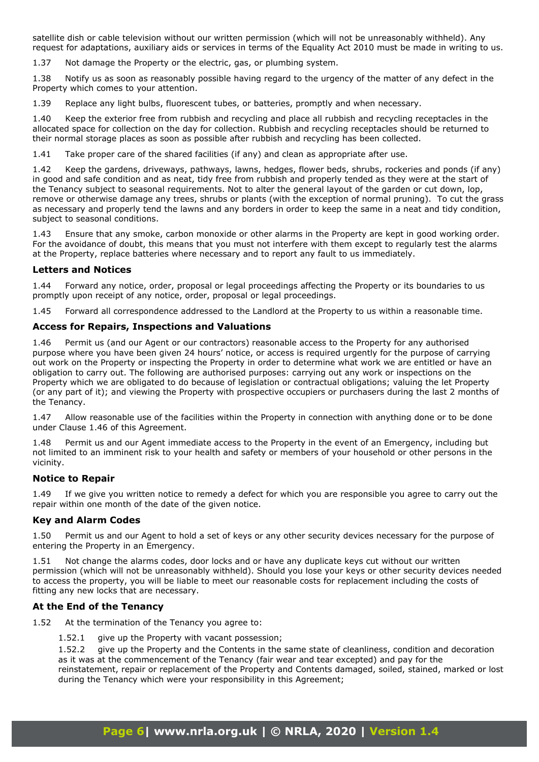satellite dish or cable television without our written permission (which will not be unreasonably withheld). Any request for adaptations, auxiliary aids or services in terms of the Equality Act 2010 must be made in writing to us.

1.37 Not damage the Property or the electric, gas, or plumbing system.

1.38 Notify us as soon as reasonably possible having regard to the urgency of the matter of any defect in the Property which comes to your attention.

1.39 Replace any light bulbs, fluorescent tubes, or batteries, promptly and when necessary.

1.40 Keep the exterior free from rubbish and recycling and place all rubbish and recycling receptacles in the allocated space for collection on the day for collection. Rubbish and recycling receptacles should be returned to their normal storage places as soon as possible after rubbish and recycling has been collected.

1.41 Take proper care of the shared facilities (if any) and clean as appropriate after use.

1.42 Keep the gardens, driveways, pathways, lawns, hedges, flower beds, shrubs, rockeries and ponds (if any) in good and safe condition and as neat, tidy free from rubbish and properly tended as they were at the start of the Tenancy subject to seasonal requirements. Not to alter the general layout of the garden or cut down, lop, remove or otherwise damage any trees, shrubs or plants (with the exception of normal pruning). To cut the grass as necessary and properly tend the lawns and any borders in order to keep the same in a neat and tidy condition, subject to seasonal conditions.

1.43 Ensure that any smoke, carbon monoxide or other alarms in the Property are kept in good working order. For the avoidance of doubt, this means that you must not interfere with them except to regularly test the alarms at the Property, replace batteries where necessary and to report any fault to us immediately.

### Letters and Notices

1.44 Forward any notice, order, proposal or legal proceedings affecting the Property or its boundaries to us promptly upon receipt of any notice, order, proposal or legal proceedings.

1.45 Forward all correspondence addressed to the Landlord at the Property to us within a reasonable time.

### Access for Repairs, Inspections and Valuations

1.46 Permit us (and our Agent or our contractors) reasonable access to the Property for any authorised purpose where you have been given 24 hours' notice, or access is required urgently for the purpose of carrying out work on the Property or inspecting the Property in order to determine what work we are entitled or have an obligation to carry out. The following are authorised purposes: carrying out any work or inspections on the Property which we are obligated to do because of legislation or contractual obligations; valuing the let Property (or any part of it); and viewing the Property with prospective occupiers or purchasers during the last 2 months of the Tenancy.

1.47 Allow reasonable use of the facilities within the Property in connection with anything done or to be done under Clause 1.46 of this Agreement.

1.48 Permit us and our Agent immediate access to the Property in the event of an Emergency, including but not limited to an imminent risk to your health and safety or members of your household or other persons in the vicinity.

### Notice to Repair

1.49 If we give you written notice to remedy a defect for which you are responsible you agree to carry out the repair within one month of the date of the given notice.

### Key and Alarm Codes

1.50 Permit us and our Agent to hold a set of keys or any other security devices necessary for the purpose of entering the Property in an Emergency.

1.51 Not change the alarms codes, door locks and or have any duplicate keys cut without our written permission (which will not be unreasonably withheld). Should you lose your keys or other security devices needed to access the property, you will be liable to meet our reasonable costs for replacement including the costs of fitting any new locks that are necessary.

### At the End of the Tenancy

1.52 At the termination of the Tenancy you agree to:

1.52.1 give up the Property with vacant possession;

1.52.2 give up the Property and the Contents in the same state of cleanliness, condition and decoration as it was at the commencement of the Tenancy (fair wear and tear excepted) and pay for the reinstatement, repair or replacement of the Property and Contents damaged, soiled, stained, marked or lost during the Tenancy which were your responsibility in this Agreement;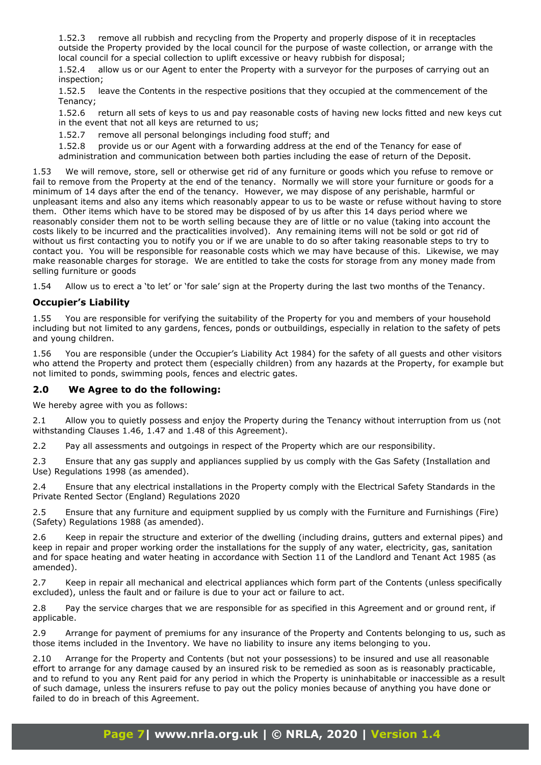1.52.3 remove all rubbish and recycling from the Property and properly dispose of it in receptacles outside the Property provided by the local council for the purpose of waste collection, or arrange with the local council for a special collection to uplift excessive or heavy rubbish for disposal;

1.52.4 allow us or our Agent to enter the Property with a surveyor for the purposes of carrying out an inspection;

1.52.5 leave the Contents in the respective positions that they occupied at the commencement of the Tenancy;

1.52.6 return all sets of keys to us and pay reasonable costs of having new locks fitted and new keys cut in the event that not all keys are returned to us;

1.52.7 remove all personal belongings including food stuff; and

1.52.8 provide us or our Agent with a forwarding address at the end of the Tenancy for ease of administration and communication between both parties including the ease of return of the Deposit.

1.53 We will remove, store, sell or otherwise get rid of any furniture or goods which you refuse to remove or fail to remove from the Property at the end of the tenancy. Normally we will store your furniture or goods for a minimum of 14 days after the end of the tenancy. However, we may dispose of any perishable, harmful or unpleasant items and also any items which reasonably appear to us to be waste or refuse without having to store them. Other items which have to be stored may be disposed of by us after this 14 days period where we reasonably consider them not to be worth selling because they are of little or no value (taking into account the costs likely to be incurred and the practicalities involved). Any remaining items will not be sold or got rid of without us first contacting you to notify you or if we are unable to do so after taking reasonable steps to try to contact you. You will be responsible for reasonable costs which we may have because of this. Likewise, we may make reasonable charges for storage. We are entitled to take the costs for storage from any money made from selling furniture or goods

1.54 Allow us to erect a 'to let' or 'for sale' sign at the Property during the last two months of the Tenancy.

### Occupier's Liability

1.55 You are responsible for verifying the suitability of the Property for you and members of your household including but not limited to any gardens, fences, ponds or outbuildings, especially in relation to the safety of pets and young children.

1.56 You are responsible (under the Occupier's Liability Act 1984) for the safety of all guests and other visitors who attend the Property and protect them (especially children) from any hazards at the Property, for example but not limited to ponds, swimming pools, fences and electric gates.

## 2.0 We Agree to do the following:

We hereby agree with you as follows:

2.1 Allow you to quietly possess and enjoy the Property during the Tenancy without interruption from us (not withstanding Clauses 1.46, 1.47 and 1.48 of this Agreement).

2.2 Pay all assessments and outgoings in respect of the Property which are our responsibility.

2.3 Ensure that any gas supply and appliances supplied by us comply with the Gas Safety (Installation and Use) Regulations 1998 (as amended).

2.4 Ensure that any electrical installations in the Property comply with the Electrical Safety Standards in the Private Rented Sector (England) Regulations 2020

2.5 Ensure that any furniture and equipment supplied by us comply with the Furniture and Furnishings (Fire) (Safety) Regulations 1988 (as amended).

2.6 Keep in repair the structure and exterior of the dwelling (including drains, gutters and external pipes) and keep in repair and proper working order the installations for the supply of any water, electricity, gas, sanitation and for space heating and water heating in accordance with Section 11 of the Landlord and Tenant Act 1985 (as amended).

2.7 Keep in repair all mechanical and electrical appliances which form part of the Contents (unless specifically excluded), unless the fault and or failure is due to your act or failure to act.

2.8 Pay the service charges that we are responsible for as specified in this Agreement and or ground rent, if applicable.

2.9 Arrange for payment of premiums for any insurance of the Property and Contents belonging to us, such as those items included in the Inventory. We have no liability to insure any items belonging to you.

2.10 Arrange for the Property and Contents (but not your possessions) to be insured and use all reasonable effort to arrange for any damage caused by an insured risk to be remedied as soon as is reasonably practicable, and to refund to you any Rent paid for any period in which the Property is uninhabitable or inaccessible as a result of such damage, unless the insurers refuse to pay out the policy monies because of anything you have done or failed to do in breach of this Agreement.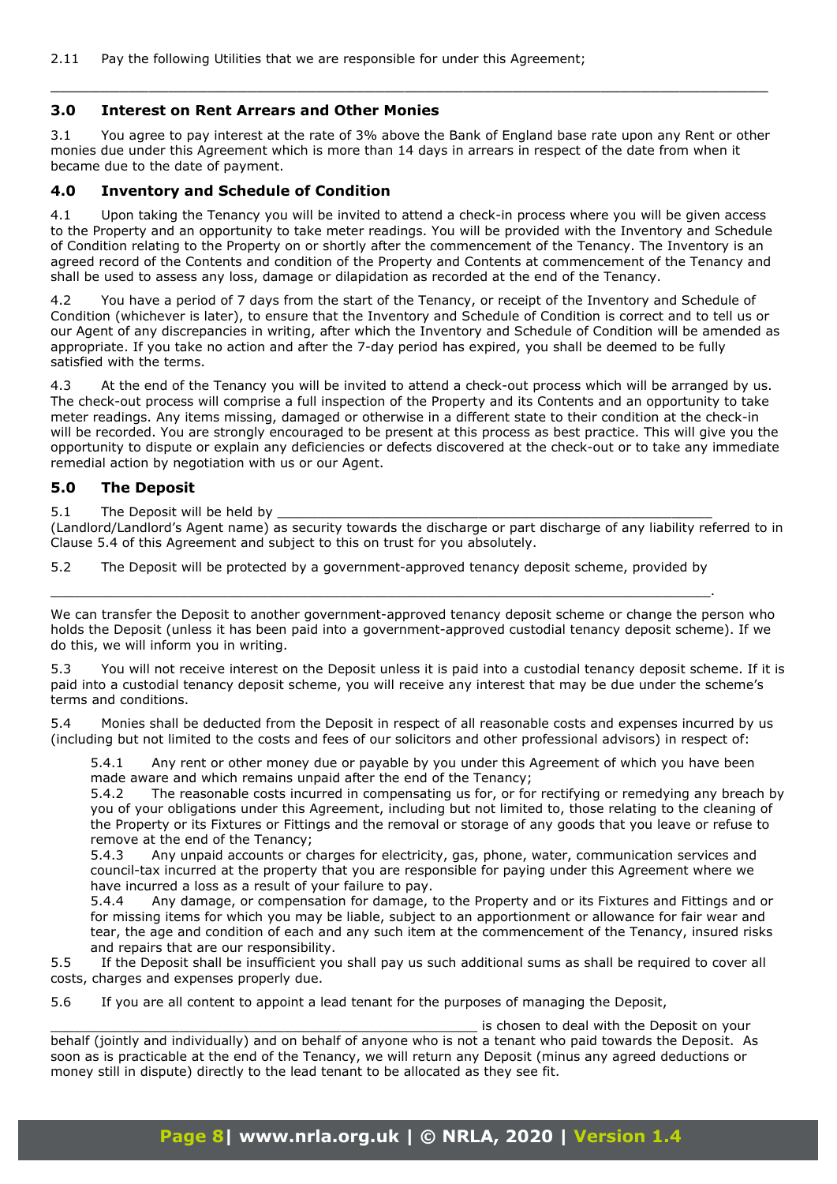2.11 Pay the following Utilities that we are responsible for under this Agreement;

________________________________________________________________________________

## 3.0 Interest on Rent Arrears and Other Monies

3.1 You agree to pay interest at the rate of 3% above the Bank of England base rate upon any Rent or other monies due under this Agreement which is more than 14 days in arrears in respect of the date from when it became due to the date of payment.

## 4.0 Inventory and Schedule of Condition

4.1 Upon taking the Tenancy you will be invited to attend a check-in process where you will be given access to the Property and an opportunity to take meter readings. You will be provided with the Inventory and Schedule of Condition relating to the Property on or shortly after the commencement of the Tenancy. The Inventory is an agreed record of the Contents and condition of the Property and Contents at commencement of the Tenancy and shall be used to assess any loss, damage or dilapidation as recorded at the end of the Tenancy.

4.2 You have a period of 7 days from the start of the Tenancy, or receipt of the Inventory and Schedule of Condition (whichever is later), to ensure that the Inventory and Schedule of Condition is correct and to tell us or our Agent of any discrepancies in writing, after which the Inventory and Schedule of Condition will be amended as appropriate. If you take no action and after the 7-day period has expired, you shall be deemed to be fully satisfied with the terms.

4.3 At the end of the Tenancy you will be invited to attend a check-out process which will be arranged by us. The check-out process will comprise a full inspection of the Property and its Contents and an opportunity to take meter readings. Any items missing, damaged or otherwise in a different state to their condition at the check-in will be recorded. You are strongly encouraged to be present at this process as best practice. This will give you the opportunity to dispute or explain any deficiencies or defects discovered at the check-out or to take any immediate remedial action by negotiation with us or our Agent.

## 5.0 The Deposit

5.1 The Deposit will be held by _________________________________________________________ (Landlord/Landlord's Agent name) as security towards the discharge or part discharge of any liability referred to in Clause 5.4 of this Agreement and subject to this on trust for you absolutely.

5.2 The Deposit will be protected by a government-approved tenancy deposit scheme, provided by

_______________________________________________________________________________.

We can transfer the Deposit to another government-approved tenancy deposit scheme or change the person who holds the Deposit (unless it has been paid into a government-approved custodial tenancy deposit scheme). If we do this, we will inform you in writing.

5.3 You will not receive interest on the Deposit unless it is paid into a custodial tenancy deposit scheme. If it is paid into a custodial tenancy deposit scheme, you will receive any interest that may be due under the scheme's terms and conditions.

5.4 Monies shall be deducted from the Deposit in respect of all reasonable costs and expenses incurred by us (including but not limited to the costs and fees of our solicitors and other professional advisors) in respect of:

5.4.1 Any rent or other money due or payable by you under this Agreement of which you have been made aware and which remains unpaid after the end of the Tenancy;
5.4.2 The reasonable costs incurred in compensating us for, or for rectifying or remedying any breach by you of your obligations under this Agreement, including but not limited to, those relating to the cleaning of the Property or its Fixtures or Fittings and the removal or storage of any goods that you leave or refuse to remove at the end of the Tenancy;
5.4.3 Any unpaid accounts or charges for electricity, gas, phone, water, communication services and council-tax incurred at the property that you are responsible for paying under this Agreement where we have incurred a loss as a result of your failure to pay.
5.4.4 Any damage, or compensation for damage, to the Property and or its Fixtures and Fittings and or for missing items for which you may be liable, subject to an apportionment or allowance for fair wear and tear, the age and condition of each and any such item at the commencement of the Tenancy, insured risks and repairs that are our responsibility.

5.5 If the Deposit shall be insufficient you shall pay us such additional sums as shall be required to cover all costs, charges and expenses properly due.

5.6 If you are all content to appoint a lead tenant for the purposes of managing the Deposit,

____________________________________________________ is chosen to deal with the Deposit on your behalf (jointly and individually) and on behalf of anyone who is not a tenant who paid towards the Deposit. As soon as is practicable at the end of the Tenancy, we will return any Deposit (minus any agreed deductions or money still in dispute) directly to the lead tenant to be allocated as they see fit.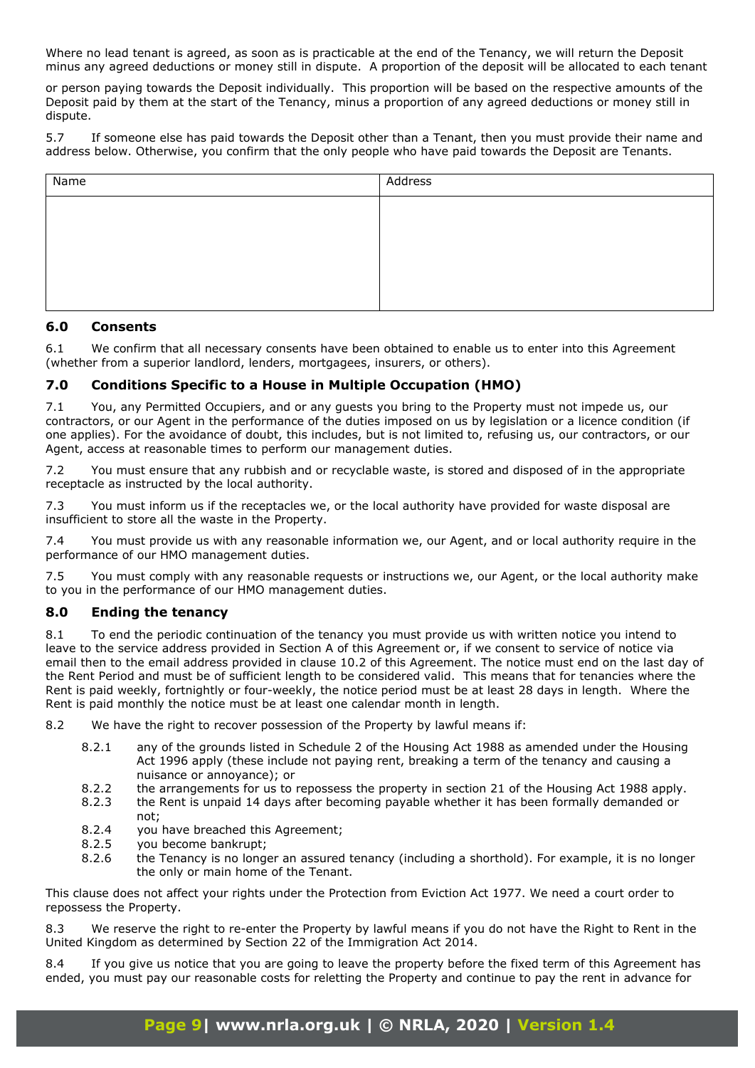Where no lead tenant is agreed, as soon as is practicable at the end of the Tenancy, we will return the Deposit minus any agreed deductions or money still in dispute. A proportion of the deposit will be allocated to each tenant

or person paying towards the Deposit individually. This proportion will be based on the respective amounts of the Deposit paid by them at the start of the Tenancy, minus a proportion of any agreed deductions or money still in dispute.

5.7 If someone else has paid towards the Deposit other than a Tenant, then you must provide their name and address below. Otherwise, you confirm that the only people who have paid towards the Deposit are Tenants.

| Name | Address |
| --- | --- |
| | |

### 6.0 Consents

6.1 We confirm that all necessary consents have been obtained to enable us to enter into this Agreement (whether from a superior landlord, lenders, mortgagees, insurers, or others).

### 7.0 Conditions Specific to a House in Multiple Occupation (HMO)

7.1 You, any Permitted Occupiers, and or any guests you bring to the Property must not impede us, our contractors, or our Agent in the performance of the duties imposed on us by legislation or a licence condition (if one applies). For the avoidance of doubt, this includes, but is not limited to, refusing us, our contractors, or our Agent, access at reasonable times to perform our management duties.

7.2 You must ensure that any rubbish and or recyclable waste, is stored and disposed of in the appropriate receptacle as instructed by the local authority.

7.3 You must inform us if the receptacles we, or the local authority have provided for waste disposal are insufficient to store all the waste in the Property.

7.4 You must provide us with any reasonable information we, our Agent, and or local authority require in the performance of our HMO management duties.

7.5 You must comply with any reasonable requests or instructions we, our Agent, or the local authority make to you in the performance of our HMO management duties.

### 8.0 Ending the tenancy

8.1 To end the periodic continuation of the tenancy you must provide us with written notice you intend to leave to the service address provided in Section A of this Agreement or, if we consent to service of notice via email then to the email address provided in clause 10.2 of this Agreement. The notice must end on the last day of the Rent Period and must be of sufficient length to be considered valid. This means that for tenancies where the Rent is paid weekly, fortnightly or four-weekly, the notice period must be at least 28 days in length. Where the Rent is paid monthly the notice must be at least one calendar month in length.

8.2 We have the right to recover possession of the Property by lawful means if:

- 8.2.1 any of the grounds listed in Schedule 2 of the Housing Act 1988 as amended under the Housing Act 1996 apply (these include not paying rent, breaking a term of the tenancy and causing a nuisance or annoyance); or
- 8.2.2 the arrangements for us to repossess the property in section 21 of the Housing Act 1988 apply.
- 8.2.3 the Rent is unpaid 14 days after becoming payable whether it has been formally demanded or not;
- 8.2.4 you have breached this Agreement;
- 8.2.5 you become bankrupt;
- 8.2.6 the Tenancy is no longer an assured tenancy (including a shorthold). For example, it is no longer the only or main home of the Tenant.

This clause does not affect your rights under the Protection from Eviction Act 1977. We need a court order to repossess the Property.

8.3 We reserve the right to re-enter the Property by lawful means if you do not have the Right to Rent in the United Kingdom as determined by Section 22 of the Immigration Act 2014.

8.4 If you give us notice that you are going to leave the property before the fixed term of this Agreement has ended, you must pay our reasonable costs for reletting the Property and continue to pay the rent in advance for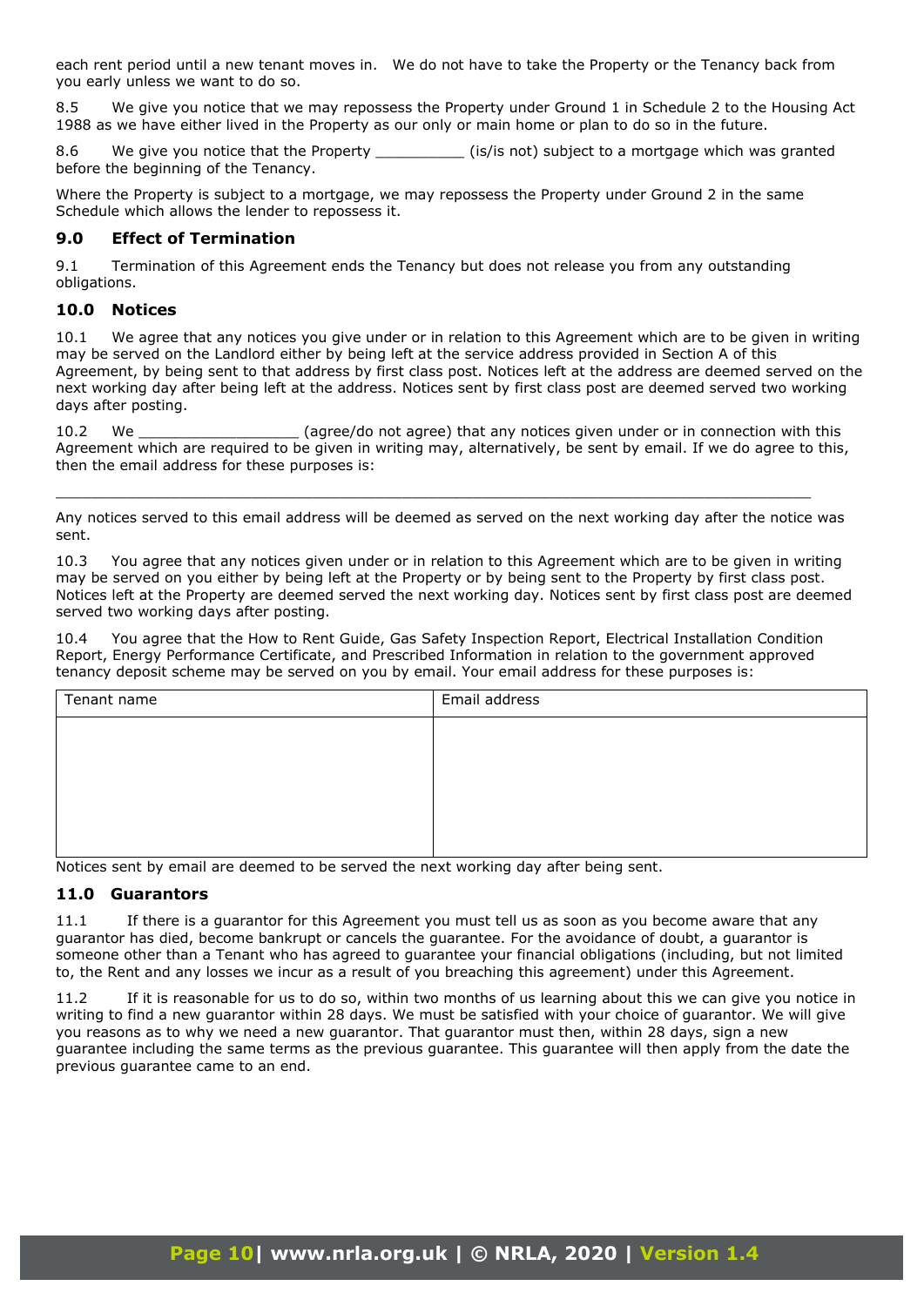each rent period until a new tenant moves in. We do not have to take the Property or the Tenancy back from you early unless we want to do so.

8.5 We give you notice that we may repossess the Property under Ground 1 in Schedule 2 to the Housing Act 1988 as we have either lived in the Property as our only or main home or plan to do so in the future.

8.6 We give you notice that the Property __________ (is/is not) subject to a mortgage which was granted before the beginning of the Tenancy.

Where the Property is subject to a mortgage, we may repossess the Property under Ground 2 in the same Schedule which allows the lender to repossess it.

## 9.0 Effect of Termination

9.1 Termination of this Agreement ends the Tenancy but does not release you from any outstanding obligations.

## 10.0 Notices

10.1 We agree that any notices you give under or in relation to this Agreement which are to be given in writing may be served on the Landlord either by being left at the service address provided in Section A of this Agreement, by being sent to that address by first class post. Notices left at the address are deemed served on the next working day after being left at the address. Notices sent by first class post are deemed served two working days after posting.

10.2 We __________________ (agree/do not agree) that any notices given under or in connection with this Agreement which are required to be given in writing may, alternatively, be sent by email. If we do agree to this, then the email address for these purposes is:

_____________________________________________________________________________________

Any notices served to this email address will be deemed as served on the next working day after the notice was sent.

10.3 You agree that any notices given under or in relation to this Agreement which are to be given in writing may be served on you either by being left at the Property or by being sent to the Property by first class post. Notices left at the Property are deemed served the next working day. Notices sent by first class post are deemed served two working days after posting.

10.4 You agree that the How to Rent Guide, Gas Safety Inspection Report, Electrical Installation Condition Report, Energy Performance Certificate, and Prescribed Information in relation to the government approved tenancy deposit scheme may be served on you by email. Your email address for these purposes is:

| Tenant name | Email address |
|---|---|
| | |

Notices sent by email are deemed to be served the next working day after being sent.

## 11.0 Guarantors

11.1 If there is a guarantor for this Agreement you must tell us as soon as you become aware that any guarantor has died, become bankrupt or cancels the guarantee. For the avoidance of doubt, a guarantor is someone other than a Tenant who has agreed to guarantee your financial obligations (including, but not limited to, the Rent and any losses we incur as a result of you breaching this agreement) under this Agreement.

11.2 If it is reasonable for us to do so, within two months of us learning about this we can give you notice in writing to find a new guarantor within 28 days. We must be satisfied with your choice of guarantor. We will give you reasons as to why we need a new guarantor. That guarantor must then, within 28 days, sign a new guarantee including the same terms as the previous guarantee. This guarantee will then apply from the date the previous guarantee came to an end.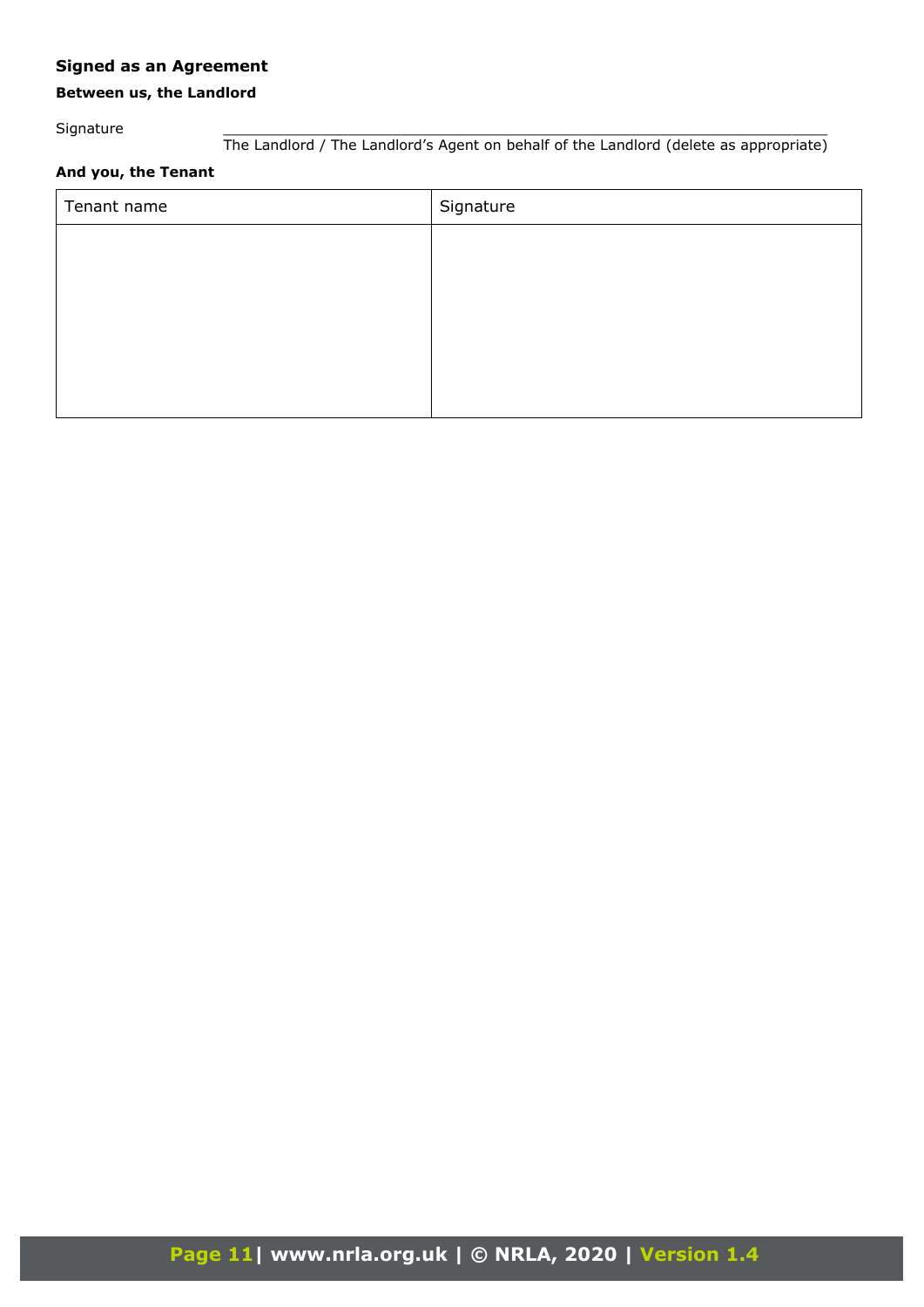**Signed as an Agreement**

**Between us, the Landlord**

Signature ________________________________________________

The Landlord / The Landlord's Agent on behalf of the Landlord (delete as appropriate)

**And you, the Tenant**

| Tenant name | Signature |
|---|---|
| | |